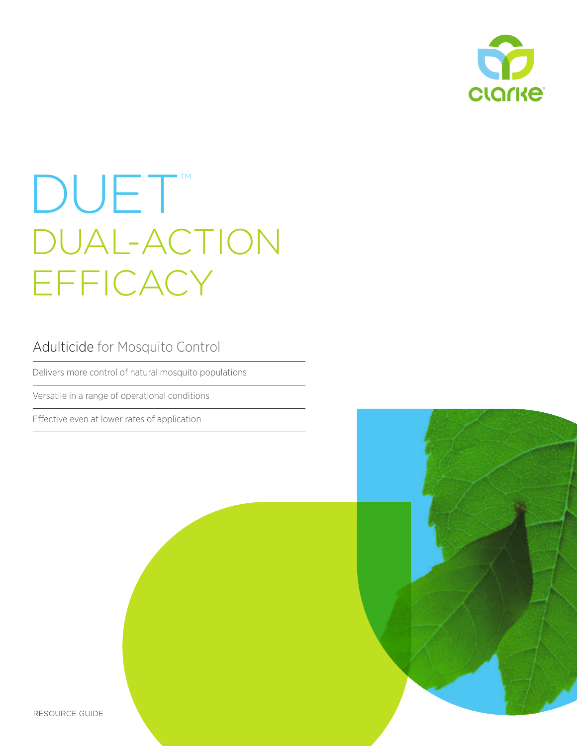# DUET™

# DUAL-ACTION EFFICACY

## Adulticide for Mosquito Control

- Delivers more control of natural mosquito populations
- Versatile in a range of operational conditions
- Effective even at lower rates of application

RESOURCE GUIDE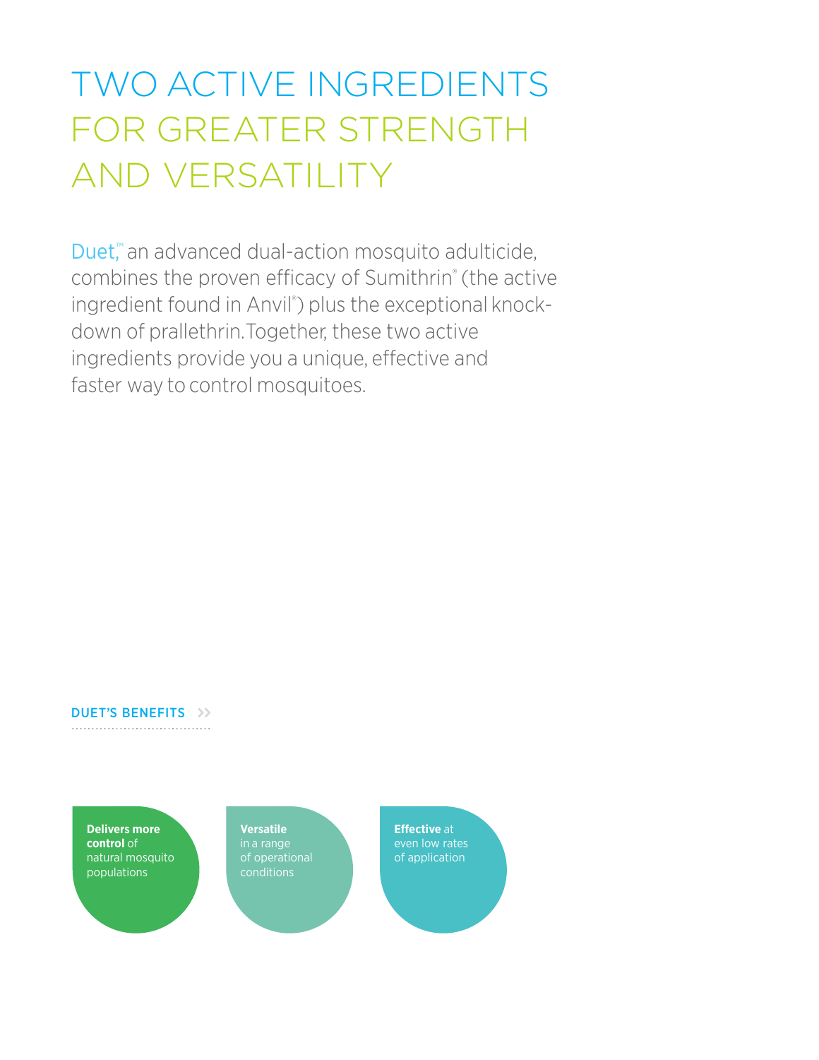# TWO ACTIVE INGREDIENTS FOR GREATER STRENGTH AND VERSATILITY

Duet,™ an advanced dual-action mosquito adulticide, combines the proven efficacy of Sumithrin® (the active ingredient found in Anvil®) plus the exceptional knock-down of prallethrin. Together, these two active ingredients provide you a unique, effective and faster way to control mosquitoes.

## DUET'S BENEFITS >>

- **Delivers more control** of natural mosquito populations
- **Versatile** in a range of operational conditions
- **Effective** at even low rates of application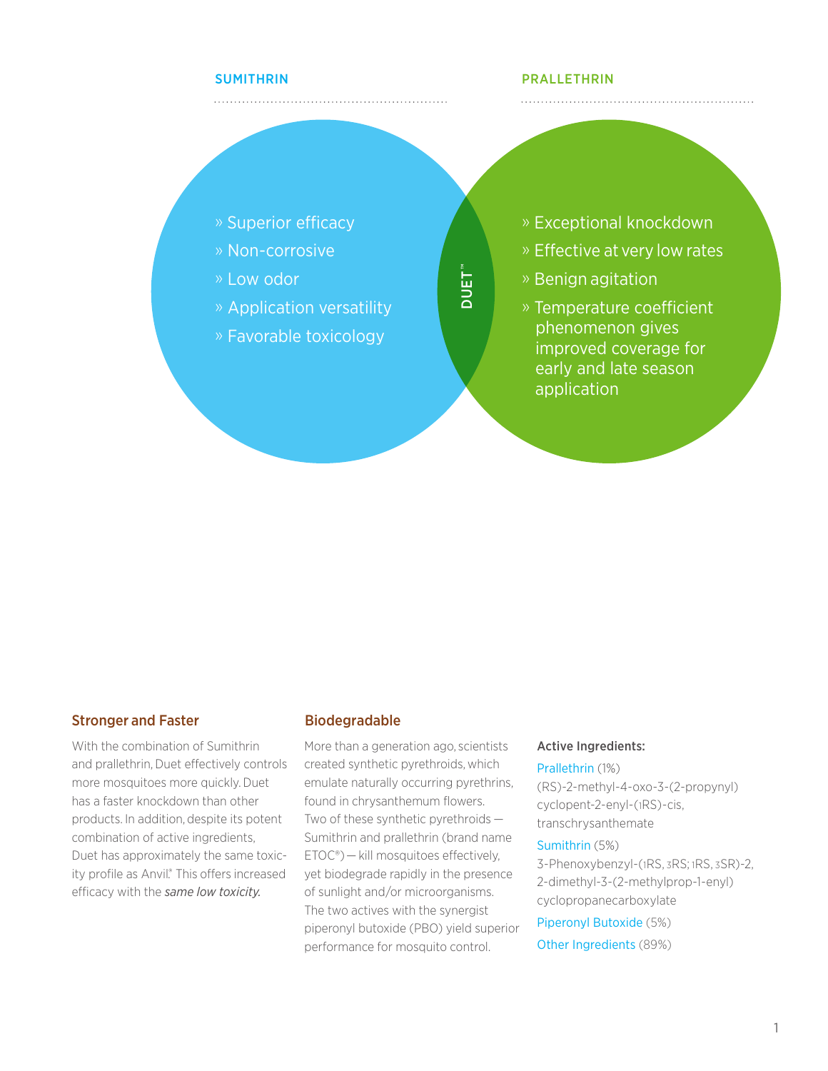## SUMITHRIN

- Superior efficacy
- Non-corrosive
- Low odor
- Application versatility
- Favorable toxicology

## DUET™

## PRALLETHRIN

- Exceptional knockdown
- Effective at very low rates
- Benign agitation
- Temperature coefficient phenomenon gives improved coverage for early and late season application

### Stronger and Faster

With the combination of Sumithrin and prallethrin, Duet effectively controls more mosquitoes more quickly. Duet has a faster knockdown than other products. In addition, despite its potent combination of active ingredients, Duet has approximately the same toxicity profile as Anvil®. This offers increased efficacy with the *same low toxicity.*

### Biodegradable

More than a generation ago, scientists created synthetic pyrethroids, which emulate naturally occurring pyrethrins, found in chrysanthemum flowers. Two of these synthetic pyrethroids — Sumithrin and prallethrin (brand name ETOC®) — kill mosquitoes effectively, yet biodegrade rapidly in the presence of sunlight and/or microorganisms. The two actives with the synergist piperonyl butoxide (PBO) yield superior performance for mosquito control.

**Active Ingredients:**

Prallethrin (1%)
(RS)-2-methyl-4-oxo-3-(2-propynyl) cyclopent-2-enyl-(1RS)-cis, transchrysanthemate

Sumithrin (5%)
3-Phenoxybenzyl-(1RS, 3RS; 1RS, 3SR)-2, 2-dimethyl-3-(2-methylprop-1-enyl) cyclopropanecarboxylate

Piperonyl Butoxide (5%)

Other Ingredients (89%)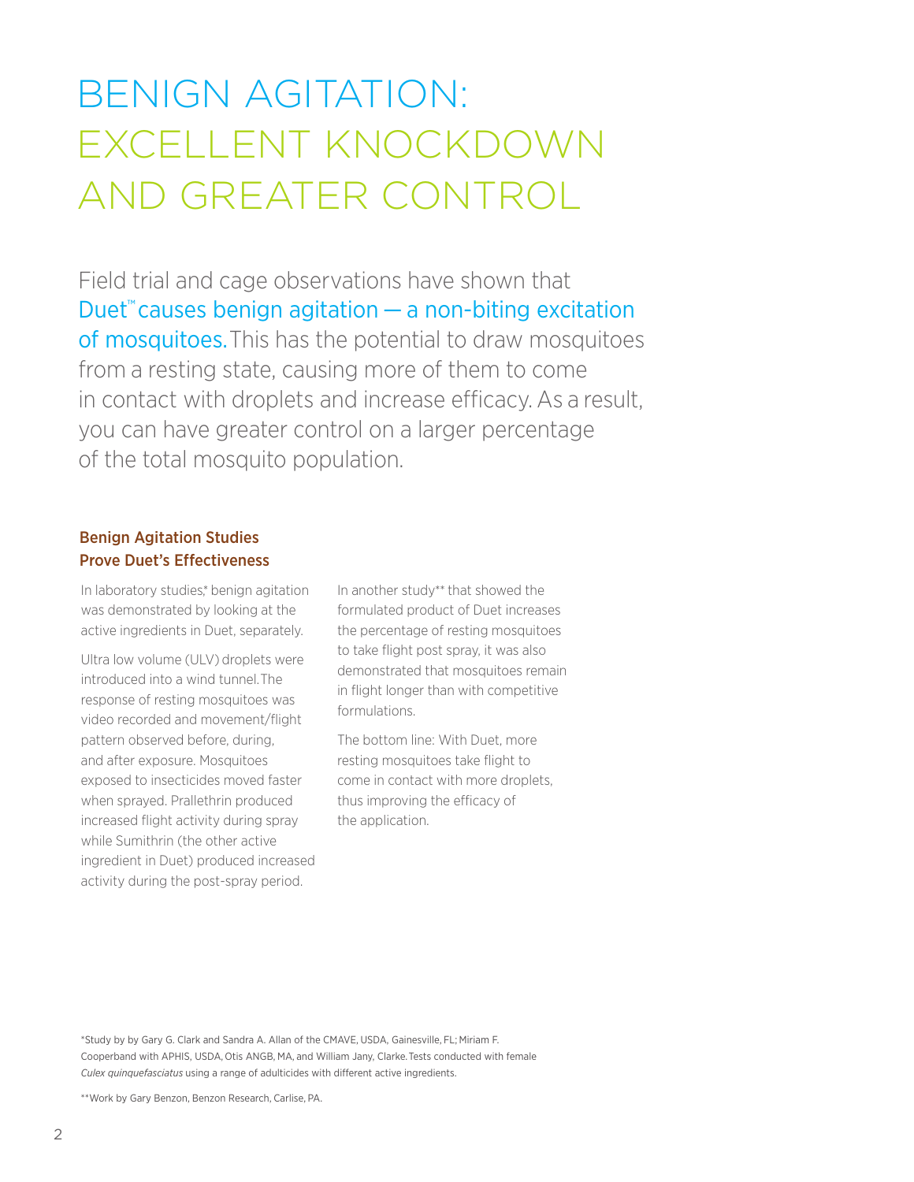# BENIGN AGITATION: EXCELLENT KNOCKDOWN AND GREATER CONTROL

Field trial and cage observations have shown that Duet™ causes benign agitation — a non-biting excitation of mosquitoes. This has the potential to draw mosquitoes from a resting state, causing more of them to come in contact with droplets and increase efficacy. As a result, you can have greater control on a larger percentage of the total mosquito population.

### Benign Agitation Studies Prove Duet's Effectiveness

In laboratory studies,* benign agitation was demonstrated by looking at the active ingredients in Duet, separately.

Ultra low volume (ULV) droplets were introduced into a wind tunnel. The response of resting mosquitoes was video recorded and movement/flight pattern observed before, during, and after exposure. Mosquitoes exposed to insecticides moved faster when sprayed. Prallethrin produced increased flight activity during spray while Sumithrin (the other active ingredient in Duet) produced increased activity during the post-spray period.

In another study** that showed the formulated product of Duet increases the percentage of resting mosquitoes to take flight post spray, it was also demonstrated that mosquitoes remain in flight longer than with competitive formulations.

The bottom line: With Duet, more resting mosquitoes take flight to come in contact with more droplets, thus improving the efficacy of the application.

*Study by by Gary G. Clark and Sandra A. Allan of the CMAVE, USDA, Gainesville, FL; Miriam F. Cooperband with APHIS, USDA, Otis ANGB, MA, and William Jany, Clarke. Tests conducted with female *Culex quinquefasciatus* using a range of adulticides with different active ingredients.

**Work by Gary Benzon, Benzon Research, Carlise, PA.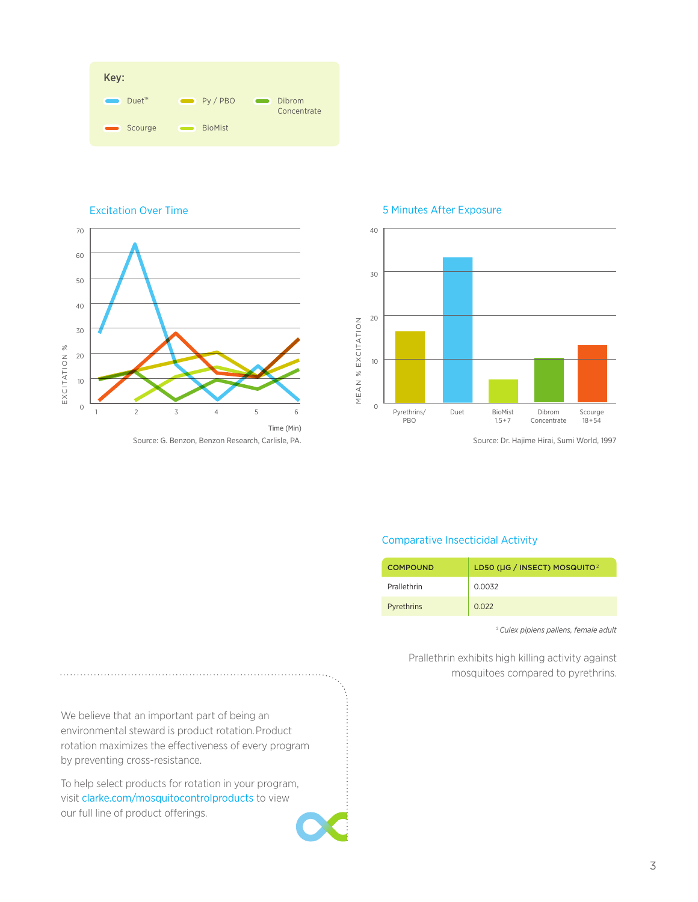**Key:**

- Duet™
- Py / PBO
- Dibrom Concentrate
- Scourge
- BioMist

## Excitation Over Time

Source: G. Benzon, Benzon Research, Carlisle, PA.

## 5 Minutes After Exposure

Source: Dr. Hajime Hirai, Sumi World, 1997

## Comparative Insecticidal Activity

| COMPOUND | LD50 (μG / INSECT) MOSQUITO[2] |
|---|---|
| Prallethrin | 0.0032 |
| Pyrethrins | 0.022 |

[2] *Culex pipiens pallens, female adult*

Prallethrin exhibits high killing activity against mosquitoes compared to pyrethrins.

We believe that an important part of being an environmental steward is product rotation. Product rotation maximizes the effectiveness of every program by preventing cross-resistance.

To help select products for rotation in your program, visit clarke.com/mosquitocontrolproducts to view our full line of product offerings.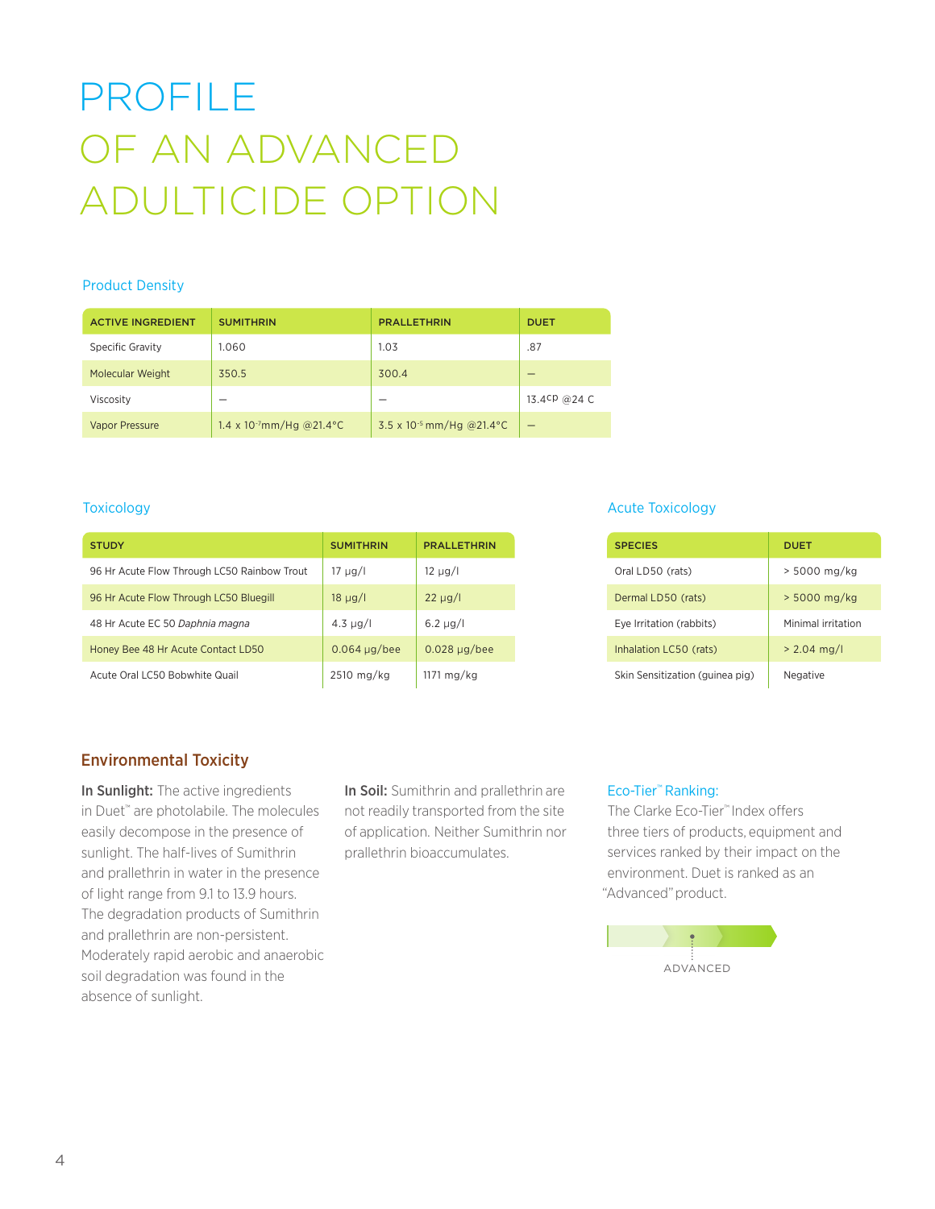# PROFILE OF AN ADVANCED ADULTICIDE OPTION

### Product Density

| ACTIVE INGREDIENT | SUMITHRIN | PRALLETHRIN | DUET |
|---|---|---|---|
| Specific Gravity | 1.060 | 1.03 | .87 |
| Molecular Weight | 350.5 | 300.4 | – |
| Viscosity | – | – | 13.4cP @24 C |
| Vapor Pressure | $1.4 \times 10^{-7}$ mm/Hg @21.4°C | $3.5 \times 10^{-5}$ mm/Hg @21.4°C | – |

### Toxicology

| STUDY | SUMITHRIN | PRALLETHRIN |
|---|---|---|
| 96 Hr Acute Flow Through LC50 Rainbow Trout | 17 µg/l | 12 µg/l |
| 96 Hr Acute Flow Through LC50 Bluegill | 18 µg/l | 22 µg/l |
| 48 Hr Acute EC 50 *Daphnia magna* | 4.3 µg/l | 6.2 µg/l |
| Honey Bee 48 Hr Acute Contact LD50 | 0.064 µg/bee | 0.028 µg/bee |
| Acute Oral LC50 Bobwhite Quail | 2510 mg/kg | 1171 mg/kg |

### Acute Toxicology

| SPECIES | DUET |
|---|---|
| Oral LD50 (rats) | > 5000 mg/kg |
| Dermal LD50 (rats) | > 5000 mg/kg |
| Eye Irritation (rabbits) | Minimal irritation |
| Inhalation LC50 (rats) | > 2.04 mg/l |
| Skin Sensitization (guinea pig) | Negative |

## Environmental Toxicity

**In Sunlight:** The active ingredients in Duet™ are photolabile. The molecules easily decompose in the presence of sunlight. The half-lives of Sumithrin and prallethrin in water in the presence of light range from 9.1 to 13.9 hours. The degradation products of Sumithrin and prallethrin are non-persistent. Moderately rapid aerobic and anaerobic soil degradation was found in the absence of sunlight.

**In Soil:** Sumithrin and prallethrin are not readily transported from the site of application. Neither Sumithrin nor prallethrin bioaccumulates.

### Eco-Tier™ Ranking:

The Clarke Eco-Tier™ Index offers three tiers of products, equipment and services ranked by their impact on the environment. Duet is ranked as an "Advanced" product.

ADVANCED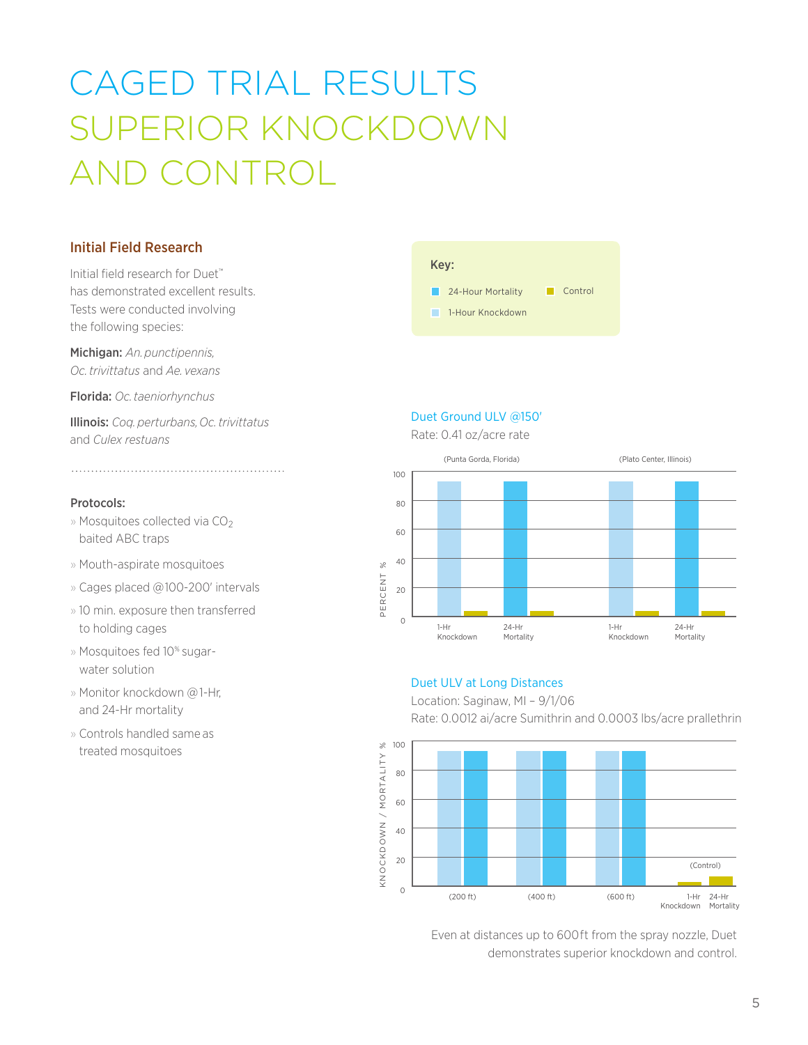# CAGED TRIAL RESULTS SUPERIOR KNOCKDOWN AND CONTROL

### Initial Field Research

Initial field research for Duet™ has demonstrated excellent results. Tests were conducted involving the following species:

**Michigan:** *An. punctipennis, Oc. trivittatus* and *Ae. vexans*

**Florida:** *Oc. taeniorhynchus*

**Illinois:** *Coq. perturbans, Oc. trivittatus* and *Culex restuans*

### Protocols:

- Mosquitoes collected via $CO_2$ baited ABC traps
- Mouth-aspirate mosquitoes
- Cages placed @100-200′ intervals
- 10 min. exposure then transferred to holding cages
- Mosquitoes fed 10% sugar-water solution
- Monitor knockdown @1-Hr, and 24-Hr mortality
- Controls handled same as treated mosquitoes

**Key:**

- 24-Hour Mortality
- Control
- 1-Hour Knockdown

Duet Ground ULV @150′

Rate: 0.41 oz/acre rate

(Punta Gorda, Florida) (Plato Center, Illinois)

PERCENT %: 0, 20, 40, 60, 80, 100

1-Hr Knockdown, 24-Hr Mortality, 1-Hr Knockdown, 24-Hr Mortality

Duet ULV at Long Distances

Location: Saginaw, MI – 9/1/06

Rate: 0.0012 ai/acre Sumithrin and 0.0003 lbs/acre prallethrin

KNOCKDOWN / MORTALITY %: 0, 20, 40, 60, 80, 100

(200 ft), (400 ft), (600 ft), (Control) 1-Hr Knockdown, 24-Hr Mortality

Even at distances up to 600ft from the spray nozzle, Duet demonstrates superior knockdown and control.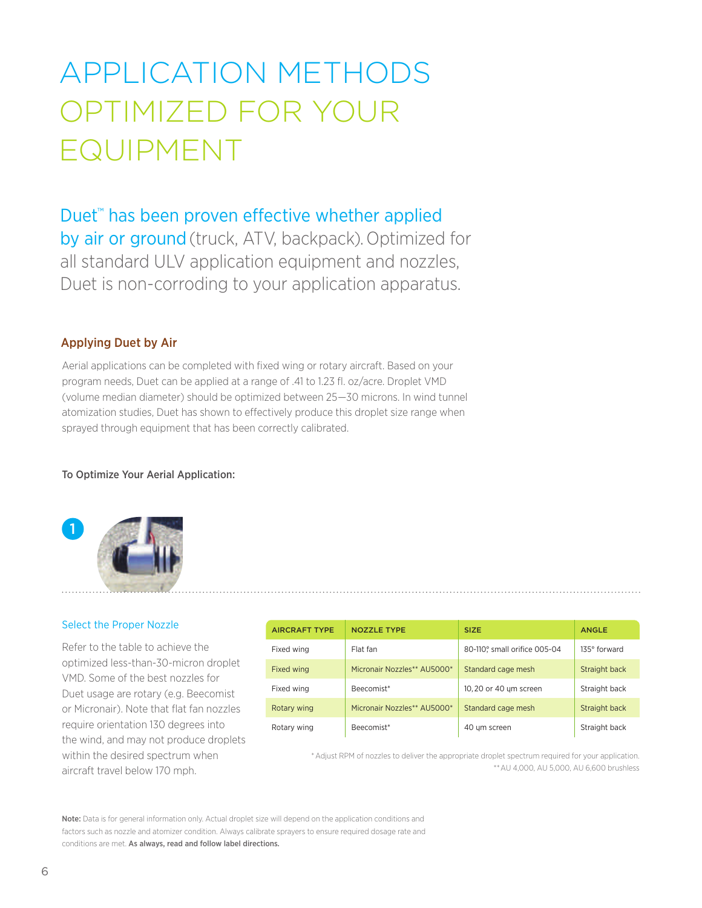# APPLICATION METHODS OPTIMIZED FOR YOUR EQUIPMENT

Duet™ has been proven effective whether applied by air or ground (truck, ATV, backpack). Optimized for all standard ULV application equipment and nozzles, Duet is non-corroding to your application apparatus.

### Applying Duet by Air

Aerial applications can be completed with fixed wing or rotary aircraft. Based on your program needs, Duet can be applied at a range of .41 to 1.23 fl. oz/acre. Droplet VMD (volume median diameter) should be optimized between 25—30 microns. In wind tunnel atomization studies, Duet has shown to effectively produce this droplet size range when sprayed through equipment that has been correctly calibrated.

**To Optimize Your Aerial Application:**

1

#### Select the Proper Nozzle

Refer to the table to achieve the optimized less-than-30-micron droplet VMD. Some of the best nozzles for Duet usage are rotary (e.g. Beecomist or Micronair). Note that flat fan nozzles require orientation 130 degrees into the wind, and may not produce droplets within the desired spectrum when aircraft travel below 170 mph.

| AIRCRAFT TYPE | NOZZLE TYPE | SIZE | ANGLE |
|---|---|---|---|
| Fixed wing | Flat fan | 80-110° small orifice 005-04 | 135° forward |
| Fixed wing | Micronair Nozzles** AU5000* | Standard cage mesh | Straight back |
| Fixed wing | Beecomist* | 10, 20 or 40 μm screen | Straight back |
| Rotary wing | Micronair Nozzles** AU5000* | Standard cage mesh | Straight back |
| Rotary wing | Beecomist* | 40 μm screen | Straight back |

* Adjust RPM of nozzles to deliver the appropriate droplet spectrum required for your application.
** AU 4,000, AU 5,000, AU 6,600 brushless

**Note:** Data is for general information only. Actual droplet size will depend on the application conditions and factors such as nozzle and atomizer condition. Always calibrate sprayers to ensure required dosage rate and conditions are met. **As always, read and follow label directions.**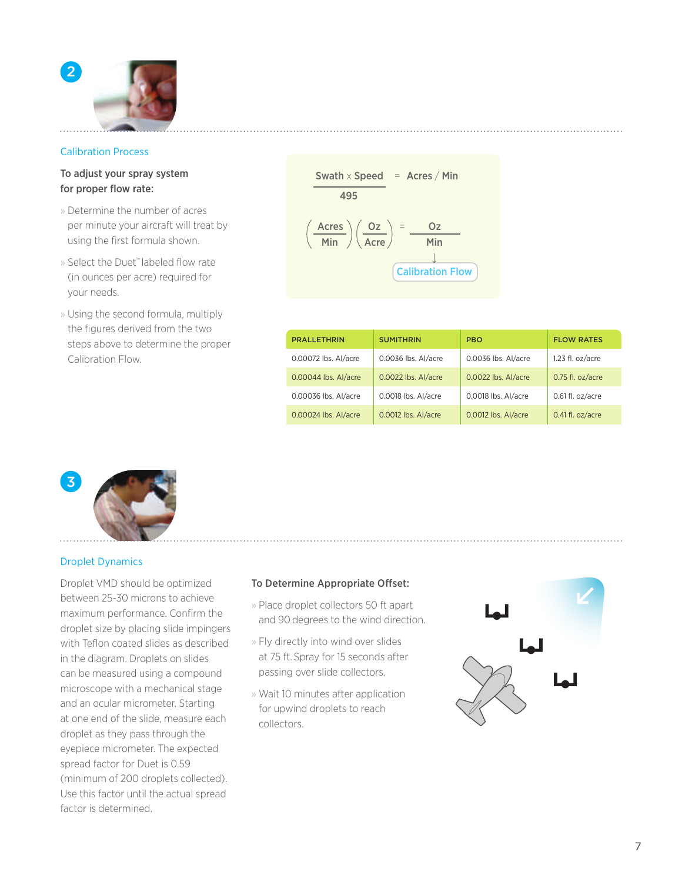## Calibration Process

**To adjust your spray system for proper flow rate:**

- Determine the number of acres per minute your aircraft will treat by using the first formula shown.
- Select the Duet™ labeled flow rate (in ounces per acre) required for your needs.
- Using the second formula, multiply the figures derived from the two steps above to determine the proper Calibration Flow.

$$\frac{\text{Swath} \times \text{Speed}}{495} = \text{Acres / Min}$$

$$\left(\frac{\text{Acres}}{\text{Min}}\right)\left(\frac{\text{Oz}}{\text{Acre}}\right) = \frac{\text{Oz}}{\text{Min}}$$

↓

Calibration Flow

| PRALLETHRIN | SUMITHRIN | PBO | FLOW RATES |
|---|---|---|---|
| 0.00072 lbs. AI/acre | 0.0036 lbs. AI/acre | 0.0036 lbs. AI/acre | 1.23 fl. oz/acre |
| 0.00044 lbs. AI/acre | 0.0022 lbs. AI/acre | 0.0022 lbs. AI/acre | 0.75 fl. oz/acre |
| 0.00036 lbs. AI/acre | 0.0018 lbs. AI/acre | 0.0018 lbs. AI/acre | 0.61 fl. oz/acre |
| 0.00024 lbs. AI/acre | 0.0012 lbs. AI/acre | 0.0012 lbs. AI/acre | 0.41 fl. oz/acre |

## Droplet Dynamics

Droplet VMD should be optimized between 25-30 microns to achieve maximum performance. Confirm the droplet size by placing slide impingers with Teflon coated slides as described in the diagram. Droplets on slides can be measured using a compound microscope with a mechanical stage and an ocular micrometer. Starting at one end of the slide, measure each droplet as they pass through the eyepiece micrometer. The expected spread factor for Duet is 0.59 (minimum of 200 droplets collected). Use this factor until the actual spread factor is determined.

**To Determine Appropriate Offset:**

- Place droplet collectors 50 ft apart and 90 degrees to the wind direction.
- Fly directly into wind over slides at 75 ft. Spray for 15 seconds after passing over slide collectors.
- Wait 10 minutes after application for upwind droplets to reach collectors.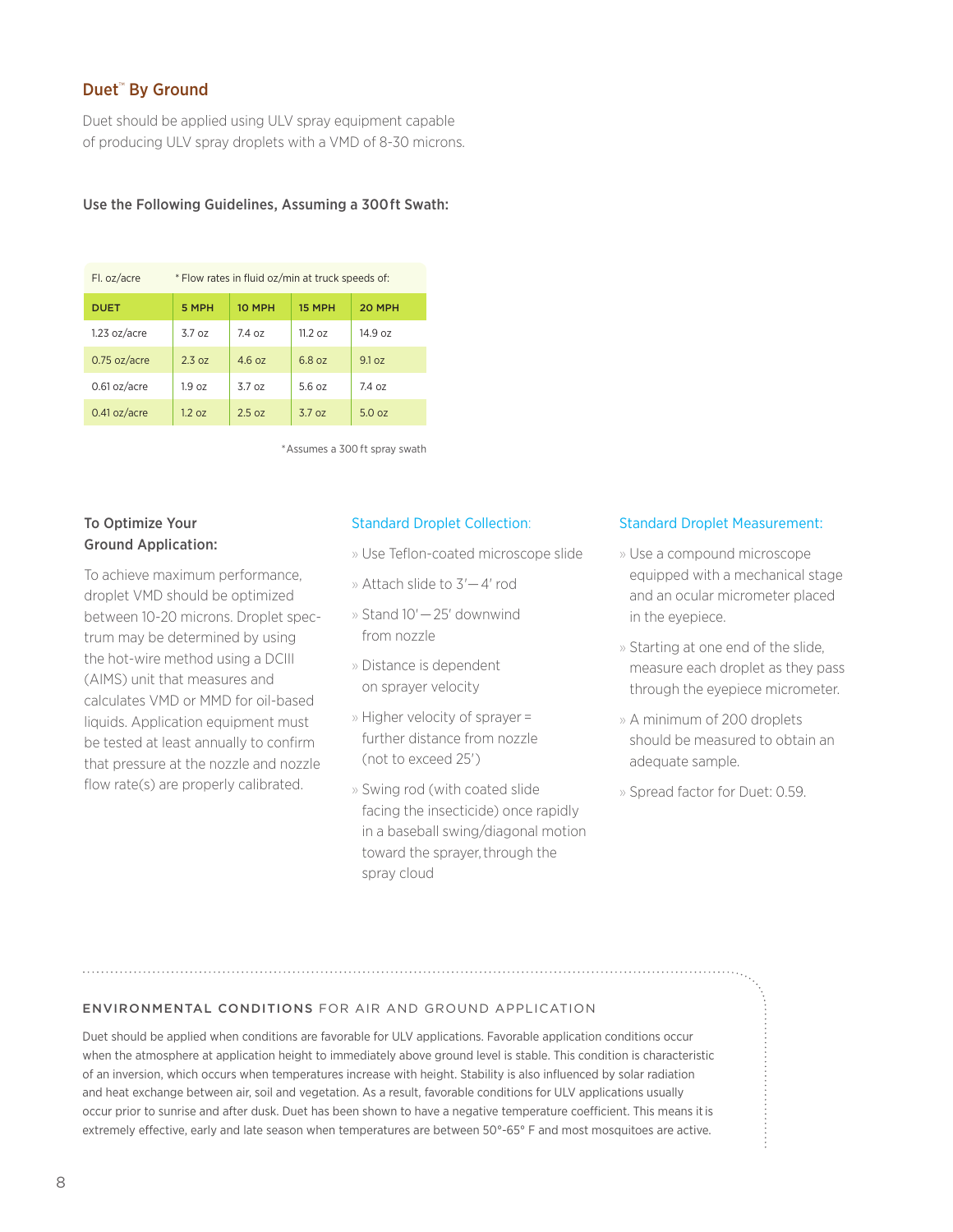## Duet™ By Ground

Duet should be applied using ULV spray equipment capable of producing ULV spray droplets with a VMD of 8-30 microns.

### Use the Following Guidelines, Assuming a 300 ft Swath:

| Fl. oz/acre | * Flow rates in fluid oz/min at truck speeds of: | | | |
|---|---|---|---|---|
| **DUET** | **5 MPH** | **10 MPH** | **15 MPH** | **20 MPH** |
| 1.23 oz/acre | 3.7 oz | 7.4 oz | 11.2 oz | 14.9 oz |
| 0.75 oz/acre | 2.3 oz | 4.6 oz | 6.8 oz | 9.1 oz |
| 0.61 oz/acre | 1.9 oz | 3.7 oz | 5.6 oz | 7.4 oz |
| 0.41 oz/acre | 1.2 oz | 2.5 oz | 3.7 oz | 5.0 oz |

*Assumes a 300 ft spray swath

### To Optimize Your Ground Application:

To achieve maximum performance, droplet VMD should be optimized between 10-20 microns. Droplet spectrum may be determined by using the hot-wire method using a DCIII (AIMS) unit that measures and calculates VMD or MMD for oil-based liquids. Application equipment must be tested at least annually to confirm that pressure at the nozzle and nozzle flow rate(s) are properly calibrated.

### Standard Droplet Collection:

- Use Teflon-coated microscope slide
- Attach slide to 3'—4' rod
- Stand 10'—25' downwind from nozzle
- Distance is dependent on sprayer velocity
- Higher velocity of sprayer = further distance from nozzle (not to exceed 25')
- Swing rod (with coated slide facing the insecticide) once rapidly in a baseball swing/diagonal motion toward the sprayer, through the spray cloud

### Standard Droplet Measurement:

- Use a compound microscope equipped with a mechanical stage and an ocular micrometer placed in the eyepiece.
- Starting at one end of the slide, measure each droplet as they pass through the eyepiece micrometer.
- A minimum of 200 droplets should be measured to obtain an adequate sample.
- Spread factor for Duet: 0.59.

### ENVIRONMENTAL CONDITIONS FOR AIR AND GROUND APPLICATION

Duet should be applied when conditions are favorable for ULV applications. Favorable application conditions occur when the atmosphere at application height to immediately above ground level is stable. This condition is characteristic of an inversion, which occurs when temperatures increase with height. Stability is also influenced by solar radiation and heat exchange between air, soil and vegetation. As a result, favorable conditions for ULV applications usually occur prior to sunrise and after dusk. Duet has been shown to have a negative temperature coefficient. This means it is extremely effective, early and late season when temperatures are between 50°-65° F and most mosquitoes are active.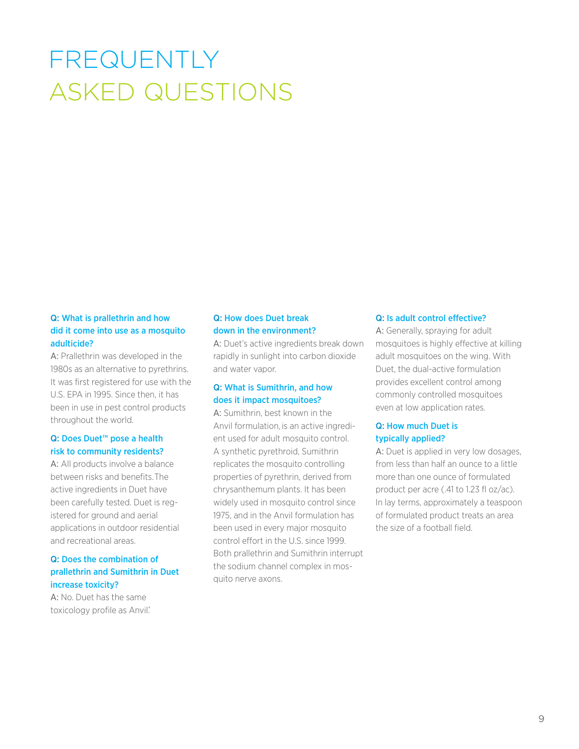# FREQUENTLY ASKED QUESTIONS

**Q: What is prallethrin and how did it come into use as a mosquito adulticide?**

A: Prallethrin was developed in the 1980s as an alternative to pyrethrins. It was first registered for use with the U.S. EPA in 1995. Since then, it has been in use in pest control products throughout the world.

**Q: Does Duet™ pose a health risk to community residents?**

A: All products involve a balance between risks and benefits. The active ingredients in Duet have been carefully tested. Duet is registered for ground and aerial applications in outdoor residential and recreational areas.

**Q: Does the combination of prallethrin and Sumithrin in Duet increase toxicity?**

A: No. Duet has the same toxicology profile as Anvil®.

**Q: How does Duet break down in the environment?**

A: Duet's active ingredients break down rapidly in sunlight into carbon dioxide and water vapor.

**Q: What is Sumithrin, and how does it impact mosquitoes?**

A: Sumithrin, best known in the Anvil formulation, is an active ingredient used for adult mosquito control. A synthetic pyrethroid, Sumithrin replicates the mosquito controlling properties of pyrethrin, derived from chrysanthemum plants. It has been widely used in mosquito control since 1975, and in the Anvil formulation has been used in every major mosquito control effort in the U.S. since 1999. Both prallethrin and Sumithrin interrupt the sodium channel complex in mosquito nerve axons.

**Q: Is adult control effective?**

A: Generally, spraying for adult mosquitoes is highly effective at killing adult mosquitoes on the wing. With Duet, the dual-active formulation provides excellent control among commonly controlled mosquitoes even at low application rates.

**Q: How much Duet is typically applied?**

A: Duet is applied in very low dosages, from less than half an ounce to a little more than one ounce of formulated product per acre (.41 to 1.23 fl oz/ac). In lay terms, approximately a teaspoon of formulated product treats an area the size of a football field.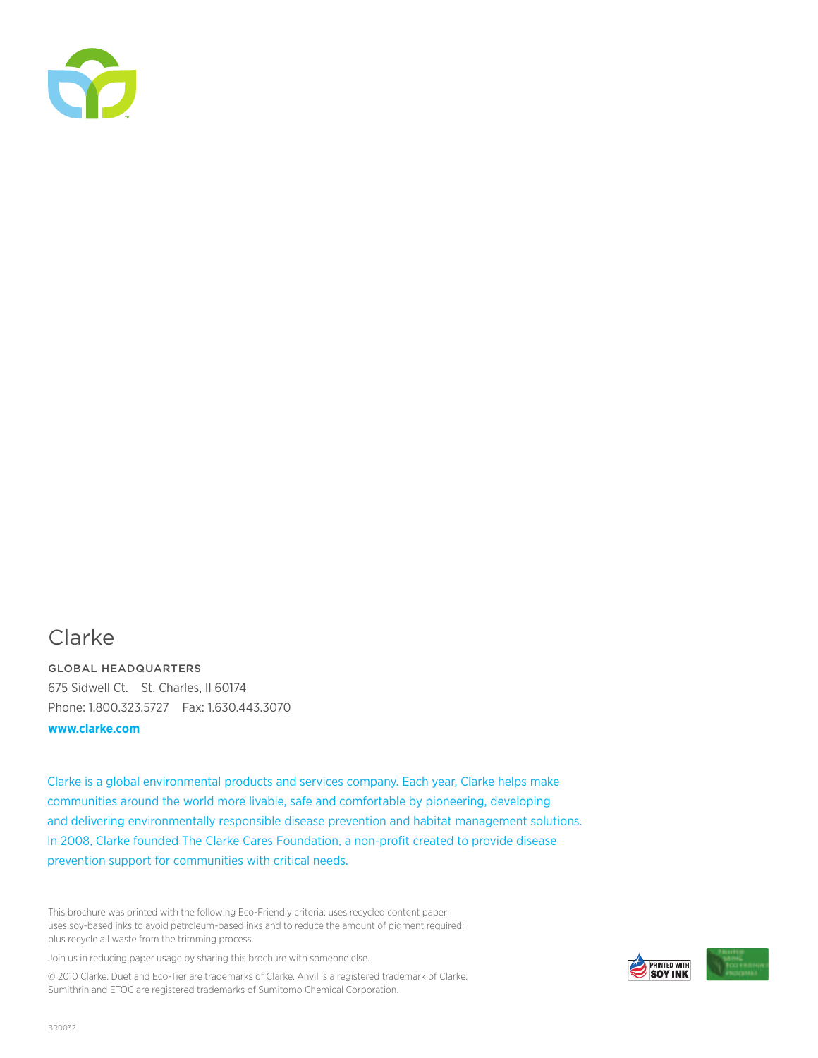# Clarke

GLOBAL HEADQUARTERS

675 Sidwell Ct. St. Charles, Il 60174

Phone: 1.800.323.5727 Fax: 1.630.443.3070

**www.clarke.com**

Clarke is a global environmental products and services company. Each year, Clarke helps make communities around the world more livable, safe and comfortable by pioneering, developing and delivering environmentally responsible disease prevention and habitat management solutions. In 2008, Clarke founded The Clarke Cares Foundation, a non-profit created to provide disease prevention support for communities with critical needs.

This brochure was printed with the following Eco-Friendly criteria: uses recycled content paper; uses soy-based inks to avoid petroleum-based inks and to reduce the amount of pigment required; plus recycle all waste from the trimming process.

Join us in reducing paper usage by sharing this brochure with someone else.

© 2010 Clarke. Duet and Eco-Tier are trademarks of Clarke. Anvil is a registered trademark of Clarke. Sumithrin and ETOC are registered trademarks of Sumitomo Chemical Corporation.

PRINTED WITH SOY INK

BR0032